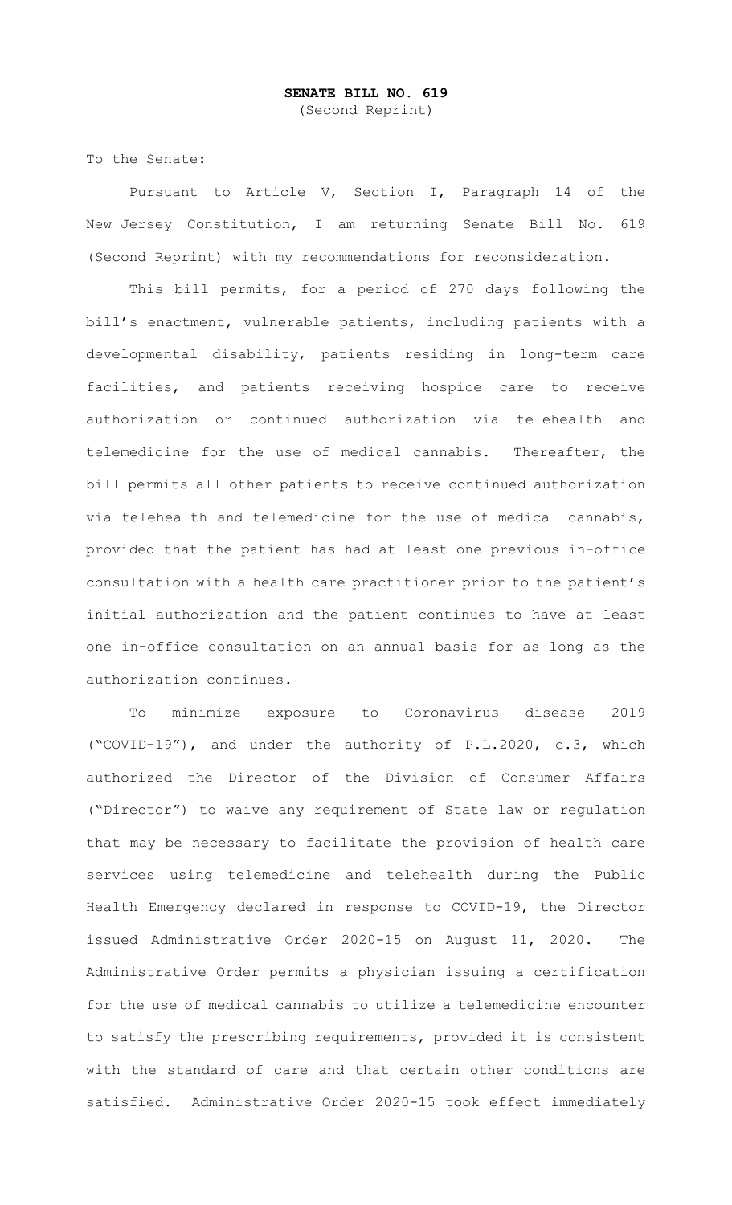# SENATE BILL NO. 619

(Second Reprint)

To the Senate:

Pursuant to Article V, Section I, Paragraph 14 of the New Jersey Constitution, I am returning Senate Bill No. 619 (Second Reprint) with my recommendations for reconsideration.

This bill permits, for a period of 270 days following the bill's enactment, vulnerable patients, including patients with a developmental disability, patients residing in long-term care facilities, and patients receiving hospice care to receive authorization or continued authorization via telehealth and telemedicine for the use of medical cannabis. Thereafter, the bill permits all other patients to receive continued authorization via telehealth and telemedicine for the use of medical cannabis, provided that the patient has had at least one previous in-office consultation with a health care practitioner prior to the patient's initial authorization and the patient continues to have at least one in-office consultation on an annual basis for as long as the authorization continues.

To minimize exposure to Coronavirus disease 2019 ("COVID-19"), and under the authority of P.L.2020, c.3, which authorized the Director of the Division of Consumer Affairs ("Director") to waive any requirement of State law or regulation that may be necessary to facilitate the provision of health care services using telemedicine and telehealth during the Public Health Emergency declared in response to COVID-19, the Director issued Administrative Order 2020-15 on August 11, 2020. The Administrative Order permits a physician issuing a certification for the use of medical cannabis to utilize a telemedicine encounter to satisfy the prescribing requirements, provided it is consistent with the standard of care and that certain other conditions are satisfied. Administrative Order 2020-15 took effect immediately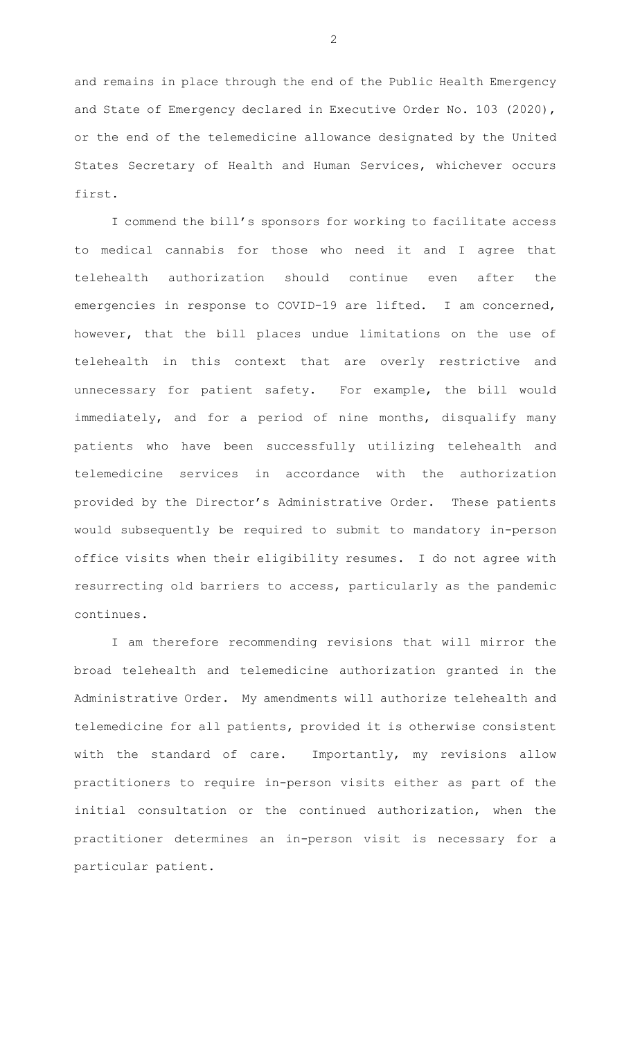and remains in place through the end of the Public Health Emergency and State of Emergency declared in Executive Order No. 103 (2020), or the end of the telemedicine allowance designated by the United States Secretary of Health and Human Services, whichever occurs first.

I commend the bill's sponsors for working to facilitate access to medical cannabis for those who need it and I agree that telehealth authorization should continue even after the emergencies in response to COVID-19 are lifted. I am concerned, however, that the bill places undue limitations on the use of telehealth in this context that are overly restrictive and unnecessary for patient safety. For example, the bill would immediately, and for a period of nine months, disqualify many patients who have been successfully utilizing telehealth and telemedicine services in accordance with the authorization provided by the Director's Administrative Order. These patients would subsequently be required to submit to mandatory in-person office visits when their eligibility resumes. I do not agree with resurrecting old barriers to access, particularly as the pandemic continues.

I am therefore recommending revisions that will mirror the broad telehealth and telemedicine authorization granted in the Administrative Order. My amendments will authorize telehealth and telemedicine for all patients, provided it is otherwise consistent with the standard of care. Importantly, my revisions allow practitioners to require in-person visits either as part of the initial consultation or the continued authorization, when the practitioner determines an in-person visit is necessary for a particular patient.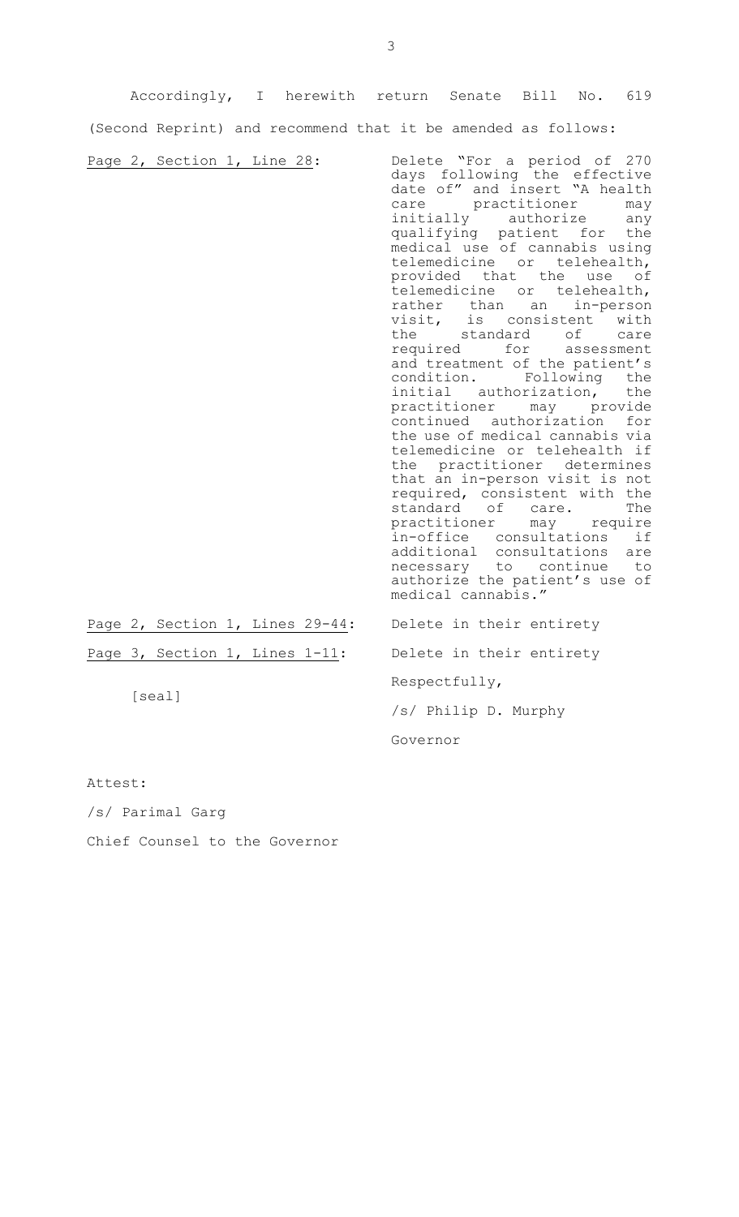Accordingly, I herewith return Senate Bill No. 619 (Second Reprint) and recommend that it be amended as follows:

| | |
|---|---|
| <u>Page 2, Section 1, Line 28</u>: | Delete "For a period of 270 days following the effective date of" and insert "A health care practitioner may initially authorize any qualifying patient for the medical use of cannabis using telemedicine or telehealth, provided that the use of telemedicine or telehealth, rather than an in-person visit, is consistent with the standard of care required for assessment and treatment of the patient's condition. Following the initial authorization, the practitioner may provide continued authorization for the use of medical cannabis via telemedicine or telehealth if the practitioner determines that an in-person visit is not required, consistent with the standard of care. The practitioner may require in-office consultations if additional consultations are necessary to continue to authorize the patient's use of medical cannabis." |
| <u>Page 2, Section 1, Lines 29-44</u>: | Delete in their entirety |
| <u>Page 3, Section 1, Lines 1-11</u>: | Delete in their entirety |

[seal]

Respectfully,

/s/ Philip D. Murphy

Governor

Attest:

/s/ Parimal Garg

Chief Counsel to the Governor